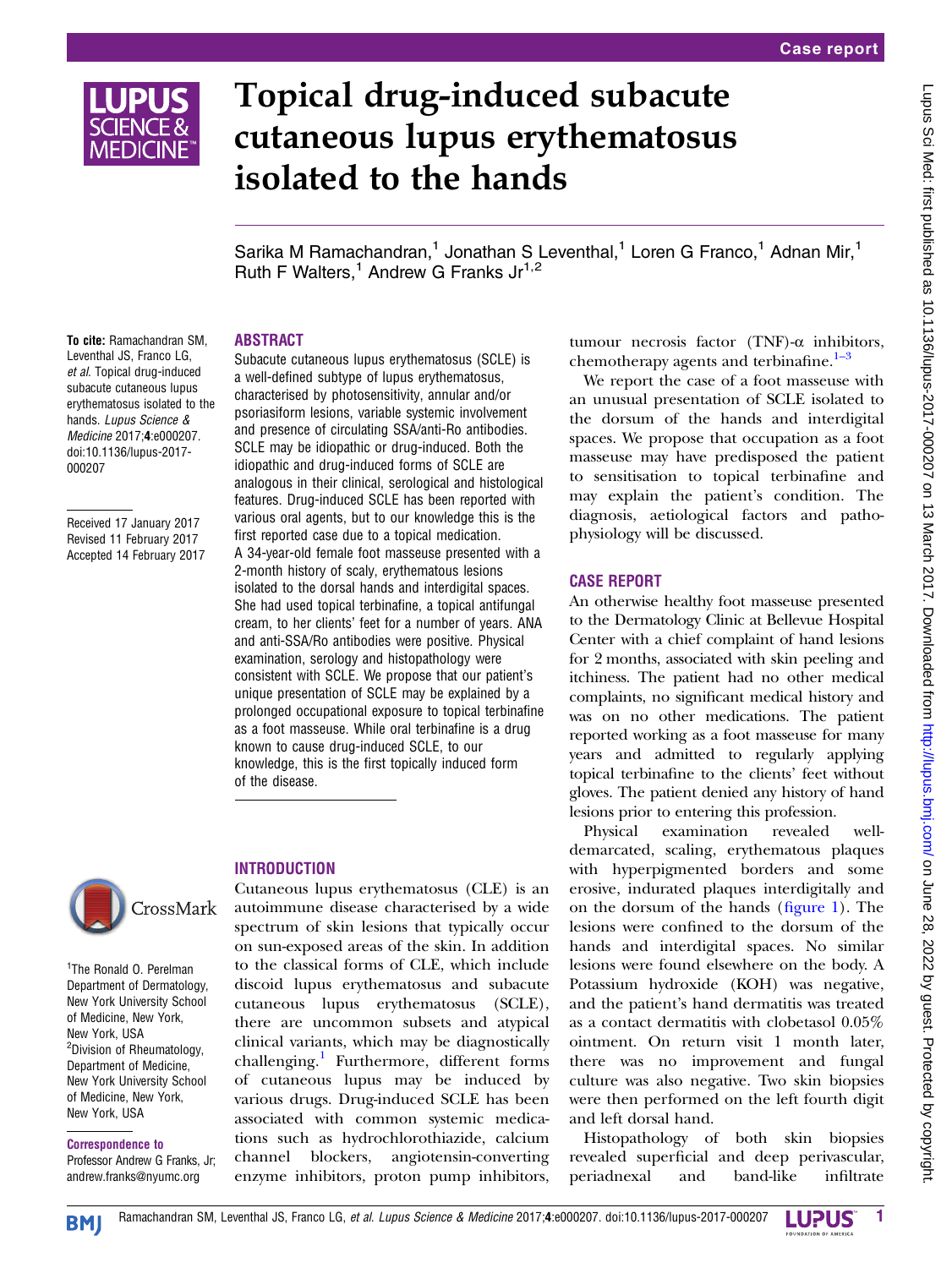# Topical drug-induced subacute cutaneous lupus erythematosus isolated to the hands

Sarika M Ramachandran,[1] Jonathan S Leventhal,[1] Loren G Franco,[1] Adnan Mir,[1] Ruth F Walters,[1] Andrew G Franks Jr[1,2]

**To cite:** Ramachandran SM, Leventhal JS, Franco LG, *et al*. Topical drug-induced subacute cutaneous lupus erythematosus isolated to the hands. *Lupus Science & Medicine* 2017;**4**:e000207. doi:10.1136/lupus-2017-000207

Received 17 January 2017
Revised 11 February 2017
Accepted 14 February 2017

[1]The Ronald O. Perelman Department of Dermatology, New York University School of Medicine, New York, New York, USA
[2]Division of Rheumatology, Department of Medicine, New York University School of Medicine, New York, New York, USA

**Correspondence to**
Professor Andrew G Franks, Jr; andrew.franks@nyumc.org

## ABSTRACT

Subacute cutaneous lupus erythematosus (SCLE) is a well-defined subtype of lupus erythematosus, characterised by photosensitivity, annular and/or psoriasiform lesions, variable systemic involvement and presence of circulating SSA/anti-Ro antibodies. SCLE may be idiopathic or drug-induced. Both the idiopathic and drug-induced forms of SCLE are analogous in their clinical, serological and histological features. Drug-induced SCLE has been reported with various oral agents, but to our knowledge this is the first reported case due to a topical medication. A 34-year-old female foot masseuse presented with a 2-month history of scaly, erythematous lesions isolated to the dorsal hands and interdigital spaces. She had used topical terbinafine, a topical antifungal cream, to her clients' feet for a number of years. ANA and anti-SSA/Ro antibodies were positive. Physical examination, serology and histopathology were consistent with SCLE. We propose that our patient's unique presentation of SCLE may be explained by a prolonged occupational exposure to topical terbinafine as a foot masseuse. While oral terbinafine is a drug known to cause drug-induced SCLE, to our knowledge, this is the first topically induced form of the disease.

## INTRODUCTION

Cutaneous lupus erythematosus (CLE) is an autoimmune disease characterised by a wide spectrum of skin lesions that typically occur on sun-exposed areas of the skin. In addition to the classical forms of CLE, which include discoid lupus erythematosus and subacute cutaneous lupus erythematosus (SCLE), there are uncommon subsets and atypical clinical variants, which may be diagnostically challenging.[1] Furthermore, different forms of cutaneous lupus may be induced by various drugs. Drug-induced SCLE has been associated with common systemic medications such as hydrochlorothiazide, calcium channel blockers, angiotensin-converting enzyme inhibitors, proton pump inhibitors, tumour necrosis factor (TNF)-α inhibitors, chemotherapy agents and terbinafine.[1–3]

We report the case of a foot masseuse with an unusual presentation of SCLE isolated to the dorsum of the hands and interdigital spaces. We propose that occupation as a foot masseuse may have predisposed the patient to sensitisation to topical terbinafine and may explain the patient's condition. The diagnosis, aetiological factors and pathophysiology will be discussed.

## CASE REPORT

An otherwise healthy foot masseuse presented to the Dermatology Clinic at Bellevue Hospital Center with a chief complaint of hand lesions for 2 months, associated with skin peeling and itchiness. The patient had no other medical complaints, no significant medical history and was on no other medications. The patient reported working as a foot masseuse for many years and admitted to regularly applying topical terbinafine to the clients' feet without gloves. The patient denied any history of hand lesions prior to entering this profession.

Physical examination revealed well-demarcated, scaling, erythematous plaques with hyperpigmented borders and some erosive, indurated plaques interdigitally and on the dorsum of the hands (figure 1). The lesions were confined to the dorsum of the hands and interdigital spaces. No similar lesions were found elsewhere on the body. A Potassium hydroxide (KOH) was negative, and the patient's hand dermatitis was treated as a contact dermatitis with clobetasol 0.05% ointment. On return visit 1 month later, there was no improvement and fungal culture was also negative. Two skin biopsies were then performed on the left fourth digit and left dorsal hand.

Histopathology of both skin biopsies revealed superficial and deep perivascular, periadnexal and band-like infiltrate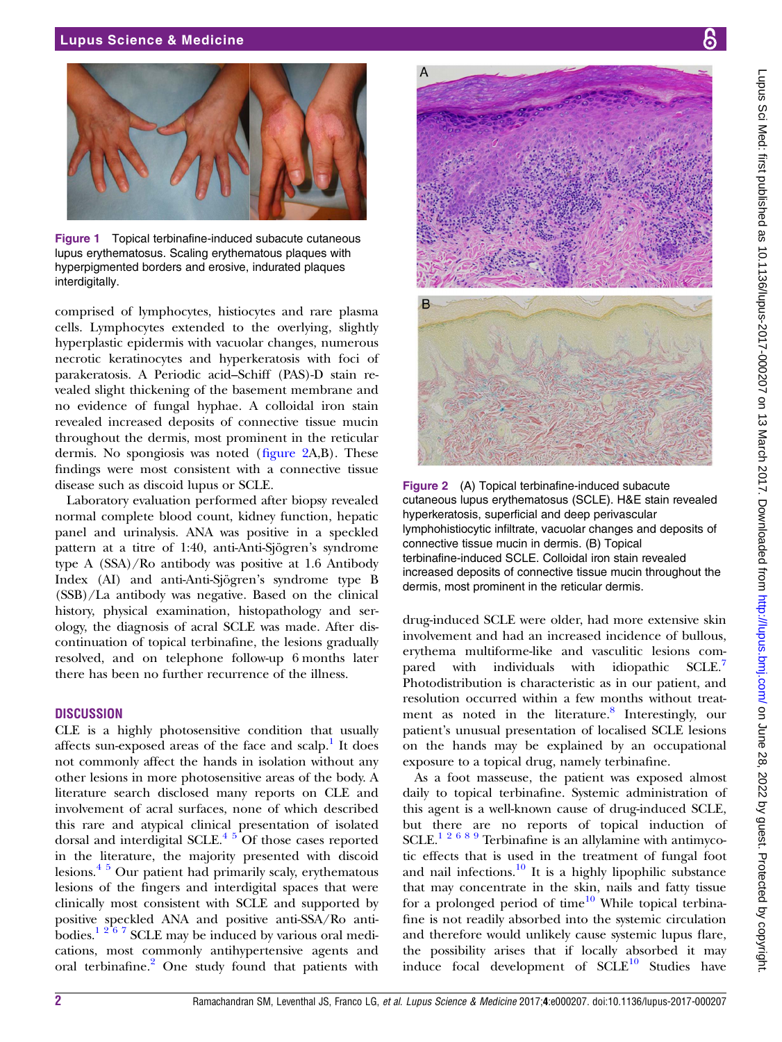Figure 1 Topical terbinafine-induced subacute cutaneous lupus erythematosus. Scaling erythematous plaques with hyperpigmented borders and erosive, indurated plaques interdigitally.

comprised of lymphocytes, histiocytes and rare plasma cells. Lymphocytes extended to the overlying, slightly hyperplastic epidermis with vacuolar changes, numerous necrotic keratinocytes and hyperkeratosis with foci of parakeratosis. A Periodic acid–Schiff (PAS)-D stain revealed slight thickening of the basement membrane and no evidence of fungal hyphae. A colloidal iron stain revealed increased deposits of connective tissue mucin throughout the dermis, most prominent in the reticular dermis. No spongiosis was noted (figure 2A,B). These findings were most consistent with a connective tissue disease such as discoid lupus or SCLE.

Laboratory evaluation performed after biopsy revealed normal complete blood count, kidney function, hepatic panel and urinalysis. ANA was positive in a speckled pattern at a titre of 1:40, anti-Anti-Sjögren's syndrome type A (SSA)/Ro antibody was positive at 1.6 Antibody Index (AI) and anti-Anti-Sjögren's syndrome type B (SSB)/La antibody was negative. Based on the clinical history, physical examination, histopathology and serology, the diagnosis of acral SCLE was made. After discontinuation of topical terbinafine, the lesions gradually resolved, and on telephone follow-up 6 months later there has been no further recurrence of the illness.

## DISCUSSION

CLE is a highly photosensitive condition that usually affects sun-exposed areas of the face and scalp.[1] It does not commonly affect the hands in isolation without any other lesions in more photosensitive areas of the body. A literature search disclosed many reports on CLE and involvement of acral surfaces, none of which described this rare and atypical clinical presentation of isolated dorsal and interdigital SCLE.[4,5] Of those cases reported in the literature, the majority presented with discoid lesions.[4,5] Our patient had primarily scaly, erythematous lesions of the fingers and interdigital spaces that were clinically most consistent with SCLE and supported by positive speckled ANA and positive anti-SSA/Ro antibodies.[1,2,6,7] SCLE may be induced by various oral medications, most commonly antihypertensive agents and oral terbinafine.[2] One study found that patients with drug-induced SCLE were older, had more extensive skin involvement and had an increased incidence of bullous, erythema multiforme-like and vasculitic lesions compared with individuals with idiopathic SCLE.[7] Photodistribution is characteristic as in our patient, and resolution occurred within a few months without treatment as noted in the literature.[8] Interestingly, our patient's unusual presentation of localised SCLE lesions on the hands may be explained by an occupational exposure to a topical drug, namely terbinafine.

As a foot masseuse, the patient was exposed almost daily to topical terbinafine. Systemic administration of this agent is a well-known cause of drug-induced SCLE, but there are no reports of topical induction of SCLE.[1,2,6,8,9] Terbinafine is an allylamine with antimycotic effects that is used in the treatment of fungal foot and nail infections.[10] It is a highly lipophilic substance that may concentrate in the skin, nails and fatty tissue for a prolonged period of time[10] While topical terbinafine is not readily absorbed into the systemic circulation and therefore would unlikely cause systemic lupus flare, the possibility arises that if locally absorbed it may induce focal development of SCLE[10] Studies have

Figure 2 (A) Topical terbinafine-induced subacute cutaneous lupus erythematosus (SCLE). H&E stain revealed hyperkeratosis, superficial and deep perivascular lymphohistiocytic infiltrate, vacuolar changes and deposits of connective tissue mucin in dermis. (B) Topical terbinafine-induced SCLE. Colloidal iron stain revealed increased deposits of connective tissue mucin throughout the dermis, most prominent in the reticular dermis.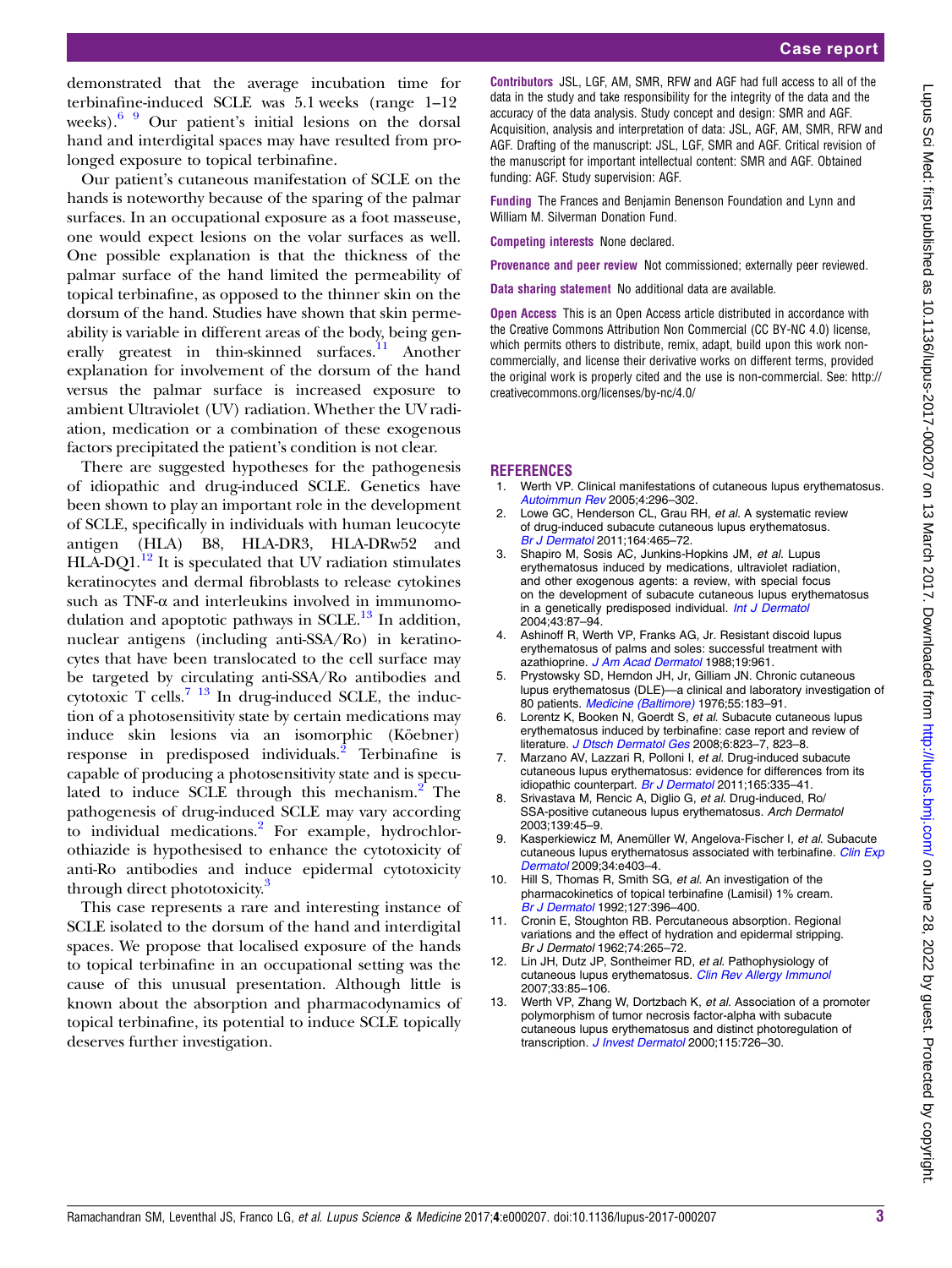demonstrated that the average incubation time for terbinafine-induced SCLE was 5.1 weeks (range 1–12 weeks).[6,9] Our patient's initial lesions on the dorsal hand and interdigital spaces may have resulted from prolonged exposure to topical terbinafine.

Our patient's cutaneous manifestation of SCLE on the hands is noteworthy because of the sparing of the palmar surfaces. In an occupational exposure as a foot masseuse, one would expect lesions on the volar surfaces as well. One possible explanation is that the thickness of the palmar surface of the hand limited the permeability of topical terbinafine, as opposed to the thinner skin on the dorsum of the hand. Studies have shown that skin permeability is variable in different areas of the body, being generally greatest in thin-skinned surfaces.[11] Another explanation for involvement of the dorsum of the hand versus the palmar surface is increased exposure to ambient Ultraviolet (UV) radiation. Whether the UV radiation, medication or a combination of these exogenous factors precipitated the patient's condition is not clear.

There are suggested hypotheses for the pathogenesis of idiopathic and drug-induced SCLE. Genetics have been shown to play an important role in the development of SCLE, specifically in individuals with human leucocyte antigen (HLA) B8, HLA-DR3, HLA-DRw52 and HLA-DQ1.[12] It is speculated that UV radiation stimulates keratinocytes and dermal fibroblasts to release cytokines such as TNF-α and interleukins involved in immunomodulation and apoptotic pathways in SCLE.[13] In addition, nuclear antigens (including anti-SSA/Ro) in keratinocytes that have been translocated to the cell surface may be targeted by circulating anti-SSA/Ro antibodies and cytotoxic T cells.[7,13] In drug-induced SCLE, the induction of a photosensitivity state by certain medications may induce skin lesions via an isomorphic (Köebner) response in predisposed individuals.[2] Terbinafine is capable of producing a photosensitivity state and is speculated to induce SCLE through this mechanism.[2] The pathogenesis of drug-induced SCLE may vary according to individual medications.[2] For example, hydrochlorothiazide is hypothesised to enhance the cytotoxicity of anti-Ro antibodies and induce epidermal cytotoxicity through direct phototoxicity.[3]

This case represents a rare and interesting instance of SCLE isolated to the dorsum of the hand and interdigital spaces. We propose that localised exposure of the hands to topical terbinafine in an occupational setting was the cause of this unusual presentation. Although little is known about the absorption and pharmacodynamics of topical terbinafine, its potential to induce SCLE topically deserves further investigation.

**Contributors** JSL, LGF, AM, SMR, RFW and AGF had full access to all of the data in the study and take responsibility for the integrity of the data and the accuracy of the data analysis. Study concept and design: SMR and AGF. Acquisition, analysis and interpretation of data: JSL, AGF, AM, SMR, RFW and AGF. Drafting of the manuscript: JSL, LGF, SMR and AGF. Critical revision of the manuscript for important intellectual content: SMR and AGF. Obtained funding: AGF. Study supervision: AGF.

**Funding** The Frances and Benjamin Benenson Foundation and Lynn and William M. Silverman Donation Fund.

**Competing interests** None declared.

**Provenance and peer review** Not commissioned; externally peer reviewed.

**Data sharing statement** No additional data are available.

**Open Access** This is an Open Access article distributed in accordance with the Creative Commons Attribution Non Commercial (CC BY-NC 4.0) license, which permits others to distribute, remix, adapt, build upon this work non-commercially, and license their derivative works on different terms, provided the original work is properly cited and the use is non-commercial. See: http://creativecommons.org/licenses/by-nc/4.0/

## REFERENCES

1. Werth VP. Clinical manifestations of cutaneous lupus erythematosus. *Autoimmun Rev* 2005;4:296–302.
2. Lowe GC, Henderson CL, Grau RH, *et al*. A systematic review of drug-induced subacute cutaneous lupus erythematosus. *Br J Dermatol* 2011;164:465–72.
3. Shapiro M, Sosis AC, Junkins-Hopkins JM, *et al*. Lupus erythematosus induced by medications, ultraviolet radiation, and other exogenous agents: a review, with special focus on the development of subacute cutaneous lupus erythematosus in a genetically predisposed individual. *Int J Dermatol* 2004;43:87–94.
4. Ashinoff R, Werth VP, Franks AG, Jr. Resistant discoid lupus erythematosus of palms and soles: successful treatment with azathioprine. *J Am Acad Dermatol* 1988;19:961.
5. Prystowsky SD, Herndon JH, Jr, Gilliam JN. Chronic cutaneous lupus erythematosus (DLE)—a clinical and laboratory investigation of 80 patients. *Medicine (Baltimore)* 1976;55:183–91.
6. Lorentz K, Booken N, Goerdt S, *et al*. Subacute cutaneous lupus erythematosus induced by terbinafine: case report and review of literature. *J Dtsch Dermatol Ges* 2008;6:823–7, 823–8.
7. Marzano AV, Lazzari R, Polloni I, *et al*. Drug-induced subacute cutaneous lupus erythematosus: evidence for differences from its idiopathic counterpart. *Br J Dermatol* 2011;165:335–41.
8. Srivastava M, Rencic A, Diglio G, *et al*. Drug-induced, Ro/SSA-positive cutaneous lupus erythematosus. *Arch Dermatol* 2003;139:45–9.
9. Kasperkiewicz M, Anemüller W, Angelova-Fischer I, *et al*. Subacute cutaneous lupus erythematosus associated with terbinafine. *Clin Exp Dermatol* 2009;34:e403–4.
10. Hill S, Thomas R, Smith SG, *et al*. An investigation of the pharmacokinetics of topical terbinafine (Lamisil) 1% cream. *Br J Dermatol* 1992;127:396–400.
11. Cronin E, Stoughton RB. Percutaneous absorption. Regional variations and the effect of hydration and epidermal stripping. *Br J Dermatol* 1962;74:265–72.
12. Lin JH, Dutz JP, Sontheimer RD, *et al*. Pathophysiology of cutaneous lupus erythematosus. *Clin Rev Allergy Immunol* 2007;33:85–106.
13. Werth VP, Zhang W, Dortzbach K, *et al*. Association of a promoter polymorphism of tumor necrosis factor-alpha with subacute cutaneous lupus erythematosus and distinct photoregulation of transcription. *J Invest Dermatol* 2000;115:726–30.